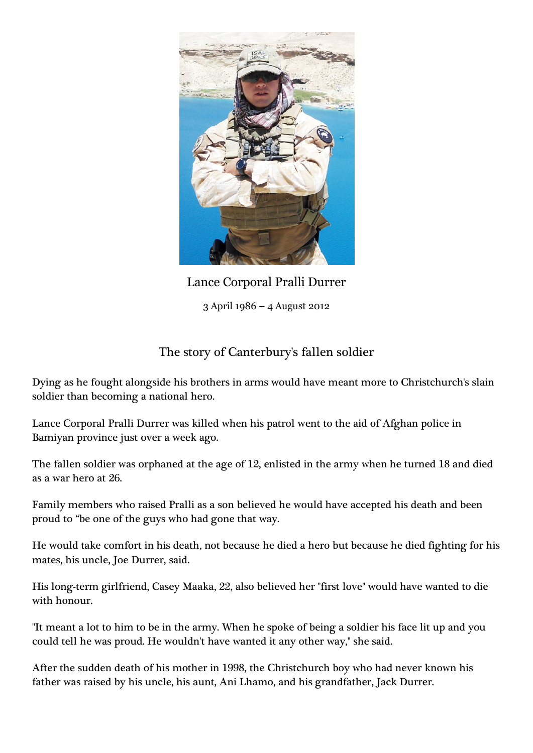Lance Corporal Pralli Durrer

3 April 1986 – 4 August 2012

## The story of Canterbury's fallen soldier

Dying as he fought alongside his brothers in arms would have meant more to Christchurch's slain soldier than becoming a national hero.

Lance Corporal Pralli Durrer was killed when his patrol went to the aid of Afghan police in Bamiyan province just over a week ago.

The fallen soldier was orphaned at the age of 12, enlisted in the army when he turned 18 and died as a war hero at 26.

Family members who raised Pralli as a son believed he would have accepted his death and been proud to "be one of the guys who had gone that way.

He would take comfort in his death, not because he died a hero but because he died fighting for his mates, his uncle, Joe Durrer, said.

His long-term girlfriend, Casey Maaka, 22, also believed her "first love" would have wanted to die with honour.

"It meant a lot to him to be in the army. When he spoke of being a soldier his face lit up and you could tell he was proud. He wouldn't have wanted it any other way," she said.

After the sudden death of his mother in 1998, the Christchurch boy who had never known his father was raised by his uncle, his aunt, Ani Lhamo, and his grandfather, Jack Durrer.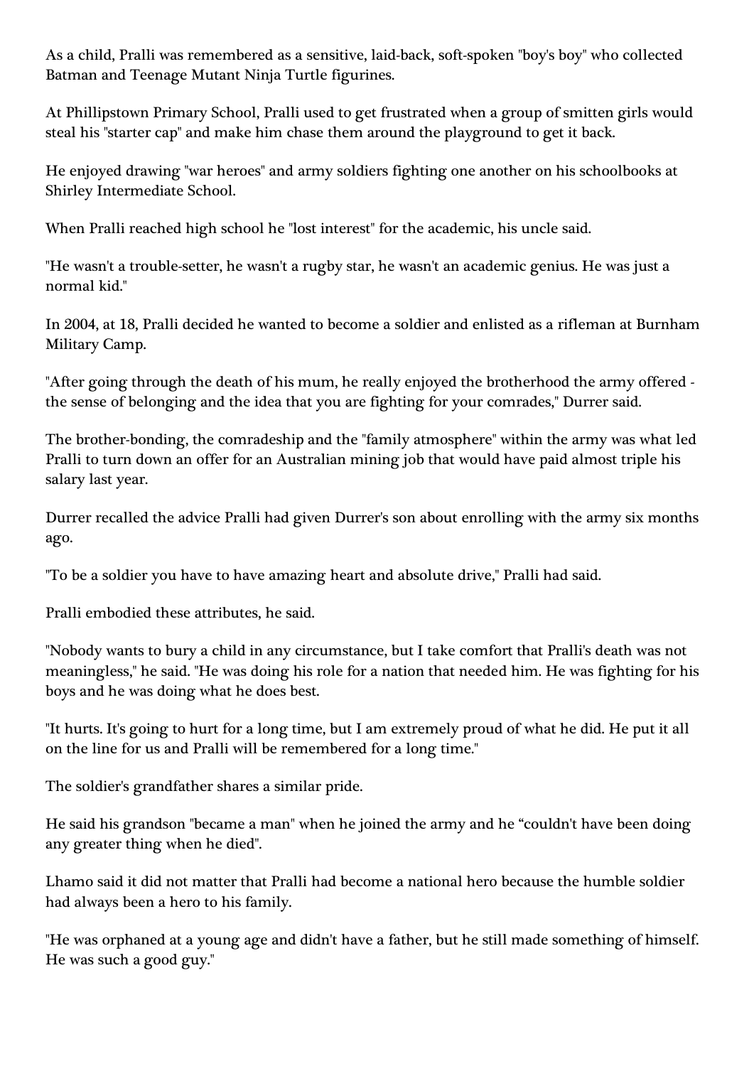As a child, Pralli was remembered as a sensitive, laid-back, soft-spoken "boy's boy" who collected Batman and Teenage Mutant Ninja Turtle figurines.

At Phillipstown Primary School, Pralli used to get frustrated when a group of smitten girls would steal his "starter cap" and make him chase them around the playground to get it back.

He enjoyed drawing "war heroes" and army soldiers fighting one another on his schoolbooks at Shirley Intermediate School.

When Pralli reached high school he "lost interest" for the academic, his uncle said.

"He wasn't a trouble-setter, he wasn't a rugby star, he wasn't an academic genius. He was just a normal kid."

In 2004, at 18, Pralli decided he wanted to become a soldier and enlisted as a rifleman at Burnham Military Camp.

"After going through the death of his mum, he really enjoyed the brotherhood the army offered - the sense of belonging and the idea that you are fighting for your comrades," Durrer said.

The brother-bonding, the comradeship and the "family atmosphere" within the army was what led Pralli to turn down an offer for an Australian mining job that would have paid almost triple his salary last year.

Durrer recalled the advice Pralli had given Durrer's son about enrolling with the army six months ago.

"To be a soldier you have to have amazing heart and absolute drive," Pralli had said.

Pralli embodied these attributes, he said.

"Nobody wants to bury a child in any circumstance, but I take comfort that Pralli's death was not meaningless," he said. "He was doing his role for a nation that needed him. He was fighting for his boys and he was doing what he does best.

"It hurts. It's going to hurt for a long time, but I am extremely proud of what he did. He put it all on the line for us and Pralli will be remembered for a long time."

The soldier's grandfather shares a similar pride.

He said his grandson "became a man" when he joined the army and he "couldn't have been doing any greater thing when he died".

Lhamo said it did not matter that Pralli had become a national hero because the humble soldier had always been a hero to his family.

"He was orphaned at a young age and didn't have a father, but he still made something of himself. He was such a good guy."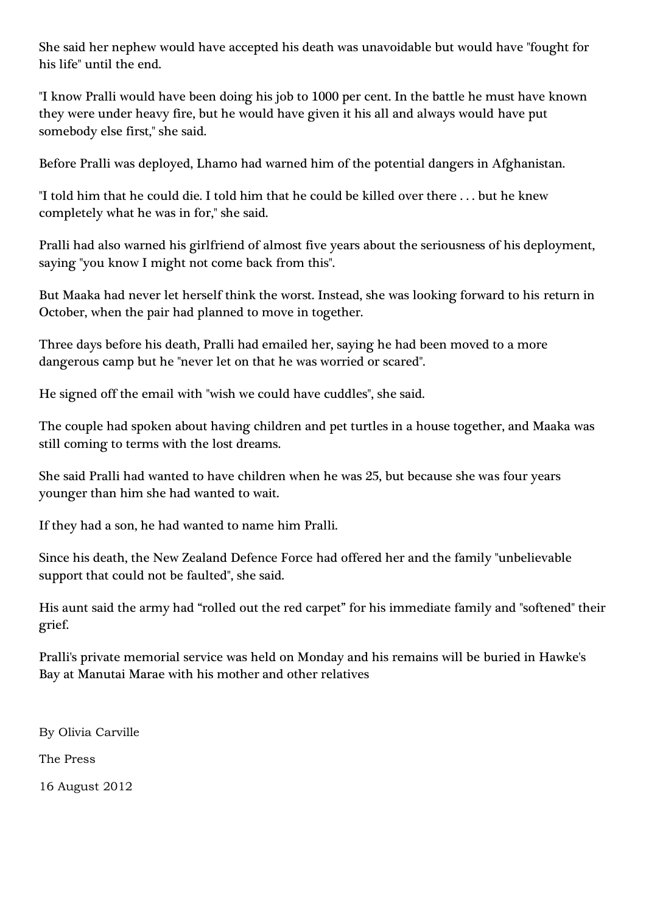She said her nephew would have accepted his death was unavoidable but would have "fought for his life" until the end.

"I know Pralli would have been doing his job to 1000 per cent. In the battle he must have known they were under heavy fire, but he would have given it his all and always would have put somebody else first," she said.

Before Pralli was deployed, Lhamo had warned him of the potential dangers in Afghanistan.

"I told him that he could die. I told him that he could be killed over there . . . but he knew completely what he was in for," she said.

Pralli had also warned his girlfriend of almost five years about the seriousness of his deployment, saying "you know I might not come back from this".

But Maaka had never let herself think the worst. Instead, she was looking forward to his return in October, when the pair had planned to move in together.

Three days before his death, Pralli had emailed her, saying he had been moved to a more dangerous camp but he "never let on that he was worried or scared".

He signed off the email with "wish we could have cuddles", she said.

The couple had spoken about having children and pet turtles in a house together, and Maaka was still coming to terms with the lost dreams.

She said Pralli had wanted to have children when he was 25, but because she was four years younger than him she had wanted to wait.

If they had a son, he had wanted to name him Pralli.

Since his death, the New Zealand Defence Force had offered her and the family "unbelievable support that could not be faulted", she said.

His aunt said the army had "rolled out the red carpet" for his immediate family and "softened" their grief.

Pralli's private memorial service was held on Monday and his remains will be buried in Hawke's Bay at Manutai Marae with his mother and other relatives

By Olivia Carville

The Press

16 August 2012